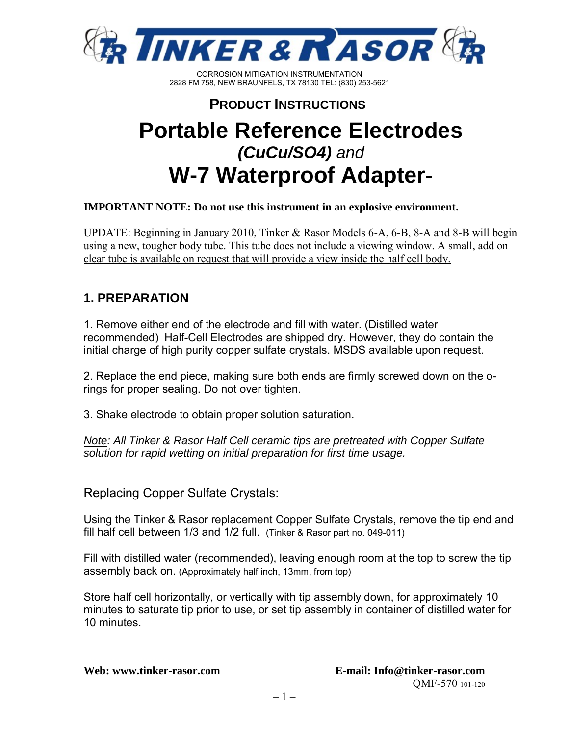# TINKER & RASOR

CORROSION MITIGATION INSTRUMENTATION
2828 FM 758, NEW BRAUNFELS, TX 78130 TEL: (830) 253-5621

## PRODUCT INSTRUCTIONS

# Portable Reference Electrodes

## *(CuCu/SO4)* *and*

# W-7 Waterproof Adapter-

**IMPORTANT NOTE: Do not use this instrument in an explosive environment.**

UPDATE: Beginning in January 2010, Tinker & Rasor Models 6-A, 6-B, 8-A and 8-B will begin using a new, tougher body tube. This tube does not include a viewing window. <u>A small, add on clear tube is available on request that will provide a view inside the half cell body.</u>

## 1. PREPARATION

1. Remove either end of the electrode and fill with water. (Distilled water recommended) Half-Cell Electrodes are shipped dry. However, they do contain the initial charge of high purity copper sulfate crystals. MSDS available upon request.

2. Replace the end piece, making sure both ends are firmly screwed down on the o-rings for proper sealing. Do not over tighten.

3. Shake electrode to obtain proper solution saturation.

*<u>Note</u>: All Tinker & Rasor Half Cell ceramic tips are pretreated with Copper Sulfate solution for rapid wetting on initial preparation for first time usage.*

### Replacing Copper Sulfate Crystals:

Using the Tinker & Rasor replacement Copper Sulfate Crystals, remove the tip end and fill half cell between 1/3 and 1/2 full. (Tinker & Rasor part no. 049-011)

Fill with distilled water (recommended), leaving enough room at the top to screw the tip assembly back on. (Approximately half inch, 13mm, from top)

Store half cell horizontally, or vertically with tip assembly down, for approximately 10 minutes to saturate tip prior to use, or set tip assembly in container of distilled water for 10 minutes.

**Web: www.tinker-rasor.com** **E-mail: Info@tinker-rasor.com**

QMF-570 101-120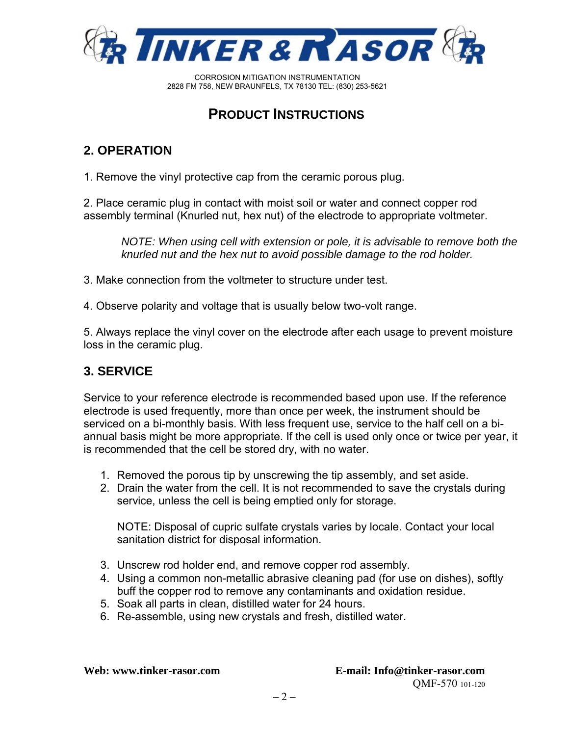CORROSION MITIGATION INSTRUMENTATION
2828 FM 758, NEW BRAUNFELS, TX 78130 TEL: (830) 253-5621

# PRODUCT INSTRUCTIONS

## 2. OPERATION

1. Remove the vinyl protective cap from the ceramic porous plug.

2. Place ceramic plug in contact with moist soil or water and connect copper rod assembly terminal (Knurled nut, hex nut) of the electrode to appropriate voltmeter.

   *NOTE: When using cell with extension or pole, it is advisable to remove both the knurled nut and the hex nut to avoid possible damage to the rod holder.*

3. Make connection from the voltmeter to structure under test.

4. Observe polarity and voltage that is usually below two-volt range.

5. Always replace the vinyl cover on the electrode after each usage to prevent moisture loss in the ceramic plug.

## 3. SERVICE

Service to your reference electrode is recommended based upon use. If the reference electrode is used frequently, more than once per week, the instrument should be serviced on a bi-monthly basis. With less frequent use, service to the half cell on a bi-annual basis might be more appropriate. If the cell is used only once or twice per year, it is recommended that the cell be stored dry, with no water.

1. Removed the porous tip by unscrewing the tip assembly, and set aside.
2. Drain the water from the cell. It is not recommended to save the crystals during service, unless the cell is being emptied only for storage.

   NOTE: Disposal of cupric sulfate crystals varies by locale. Contact your local sanitation district for disposal information.

3. Unscrew rod holder end, and remove copper rod assembly.
4. Using a common non-metallic abrasive cleaning pad (for use on dishes), softly buff the copper rod to remove any contaminants and oxidation residue.
5. Soak all parts in clean, distilled water for 24 hours.
6. Re-assemble, using new crystals and fresh, distilled water.

**Web: www.tinker-rasor.com** **E-mail: Info@tinker-rasor.com**

QMF-570 101-120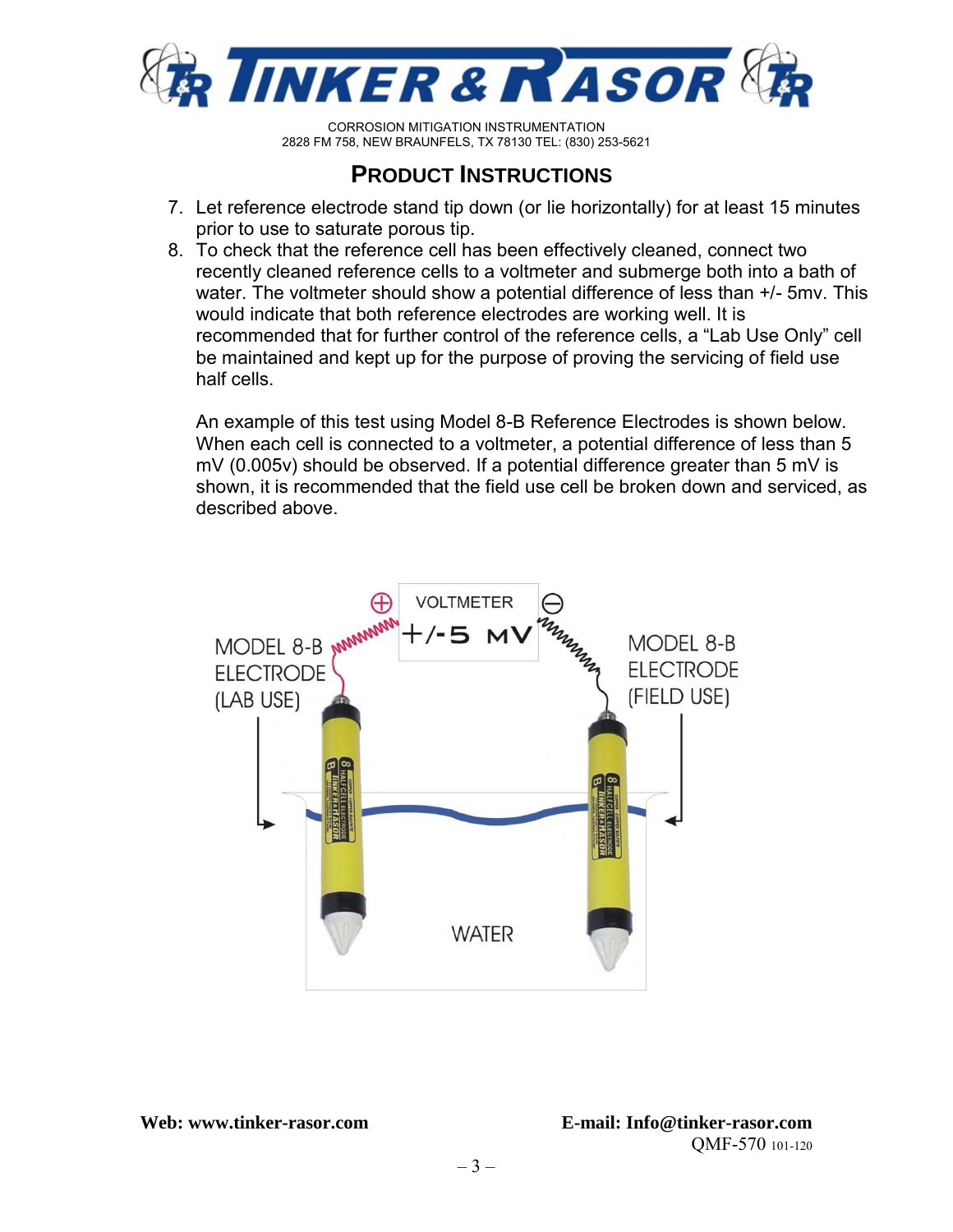## PRODUCT INSTRUCTIONS

7. Let reference electrode stand tip down (or lie horizontally) for at least 15 minutes prior to use to saturate porous tip.
8. To check that the reference cell has been effectively cleaned, connect two recently cleaned reference cells to a voltmeter and submerge both into a bath of water. The voltmeter should show a potential difference of less than +/- 5mv. This would indicate that both reference electrodes are working well. It is recommended that for further control of the reference cells, a "Lab Use Only" cell be maintained and kept up for the purpose of proving the servicing of field use half cells.

   An example of this test using Model 8-B Reference Electrodes is shown below. When each cell is connected to a voltmeter, a potential difference of less than 5 mV (0.005v) should be observed. If a potential difference greater than 5 mV is shown, it is recommended that the field use cell be broken down and serviced, as described above.

VOLTMETER +/-5 MV

MODEL 8-B ELECTRODE (LAB USE)

MODEL 8-B ELECTRODE (FIELD USE)

WATER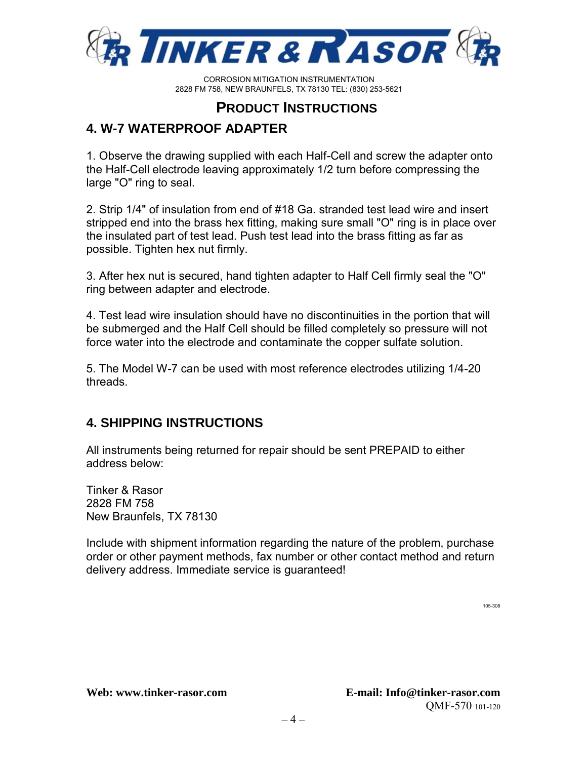CORROSION MITIGATION INSTRUMENTATION
2828 FM 758, NEW BRAUNFELS, TX 78130 TEL: (830) 253-5621

# PRODUCT INSTRUCTIONS

## 4. W-7 WATERPROOF ADAPTER

1. Observe the drawing supplied with each Half-Cell and screw the adapter onto the Half-Cell electrode leaving approximately 1/2 turn before compressing the large "O" ring to seal.

2. Strip 1/4" of insulation from end of #18 Ga. stranded test lead wire and insert stripped end into the brass hex fitting, making sure small "O" ring is in place over the insulated part of test lead. Push test lead into the brass fitting as far as possible. Tighten hex nut firmly.

3. After hex nut is secured, hand tighten adapter to Half Cell firmly seal the "O" ring between adapter and electrode.

4. Test lead wire insulation should have no discontinuities in the portion that will be submerged and the Half Cell should be filled completely so pressure will not force water into the electrode and contaminate the copper sulfate solution.

5. The Model W-7 can be used with most reference electrodes utilizing 1/4-20 threads.

## 4. SHIPPING INSTRUCTIONS

All instruments being returned for repair should be sent PREPAID to either address below:

Tinker & Rasor
2828 FM 758
New Braunfels, TX 78130

Include with shipment information regarding the nature of the problem, purchase order or other payment methods, fax number or other contact method and return delivery address. Immediate service is guaranteed!

105-308

**Web: www.tinker-rasor.com** **E-mail: Info@tinker-rasor.com**

QMF-570 101-120